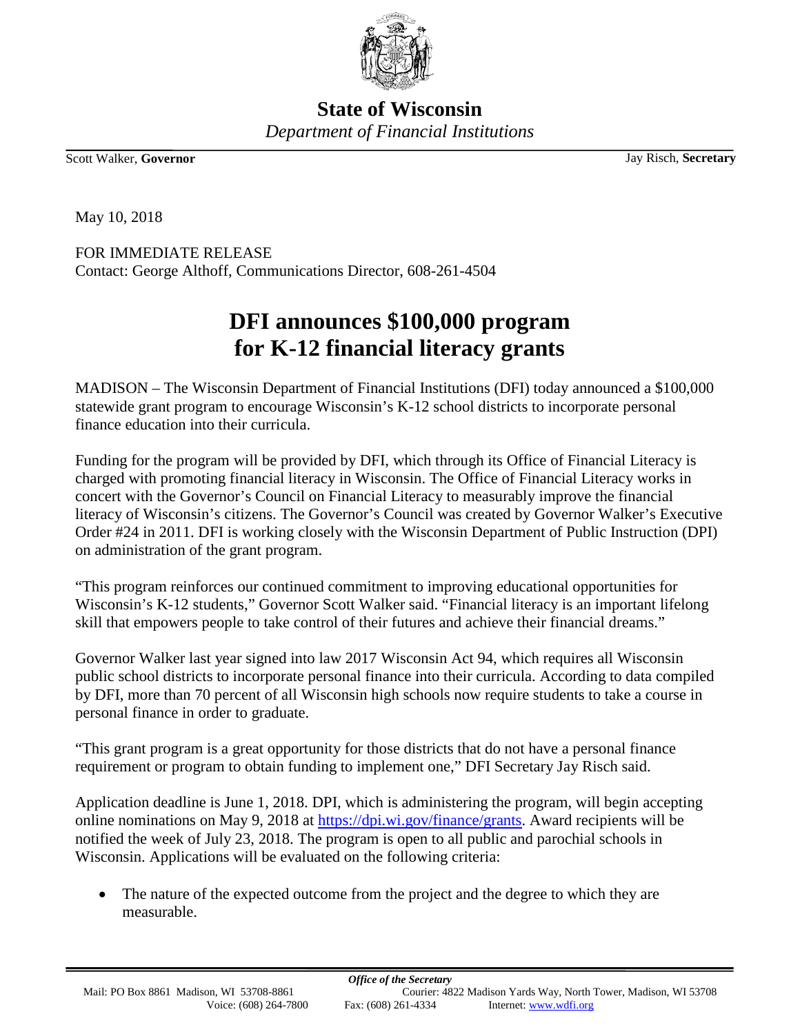# State of Wisconsin

*Department of Financial Institutions*

Scott Walker, **Governor** Jay Risch, **Secretary**

May 10, 2018

FOR IMMEDIATE RELEASE
Contact: George Althoff, Communications Director, 608-261-4504

## DFI announces $100,000 program for K-12 financial literacy grants

MADISON – The Wisconsin Department of Financial Institutions (DFI) today announced a $100,000 statewide grant program to encourage Wisconsin's K-12 school districts to incorporate personal finance education into their curricula.

Funding for the program will be provided by DFI, which through its Office of Financial Literacy is charged with promoting financial literacy in Wisconsin. The Office of Financial Literacy works in concert with the Governor's Council on Financial Literacy to measurably improve the financial literacy of Wisconsin's citizens. The Governor's Council was created by Governor Walker's Executive Order #24 in 2011. DFI is working closely with the Wisconsin Department of Public Instruction (DPI) on administration of the grant program.

"This program reinforces our continued commitment to improving educational opportunities for Wisconsin's K-12 students," Governor Scott Walker said. "Financial literacy is an important lifelong skill that empowers people to take control of their futures and achieve their financial dreams."

Governor Walker last year signed into law 2017 Wisconsin Act 94, which requires all Wisconsin public school districts to incorporate personal finance into their curricula. According to data compiled by DFI, more than 70 percent of all Wisconsin high schools now require students to take a course in personal finance in order to graduate.

"This grant program is a great opportunity for those districts that do not have a personal finance requirement or program to obtain funding to implement one," DFI Secretary Jay Risch said.

Application deadline is June 1, 2018. DPI, which is administering the program, will begin accepting online nominations on May 9, 2018 at https://dpi.wi.gov/finance/grants. Award recipients will be notified the week of July 23, 2018. The program is open to all public and parochial schools in Wisconsin. Applications will be evaluated on the following criteria:

- The nature of the expected outcome from the project and the degree to which they are measurable.

*Office of the Secretary*
Mail: PO Box 8861 Madison, WI 53708-8861 Courier: 4822 Madison Yards Way, North Tower, Madison, WI 53708
Voice: (608) 264-7800 Fax: (608) 261-4334 Internet: www.wdfi.org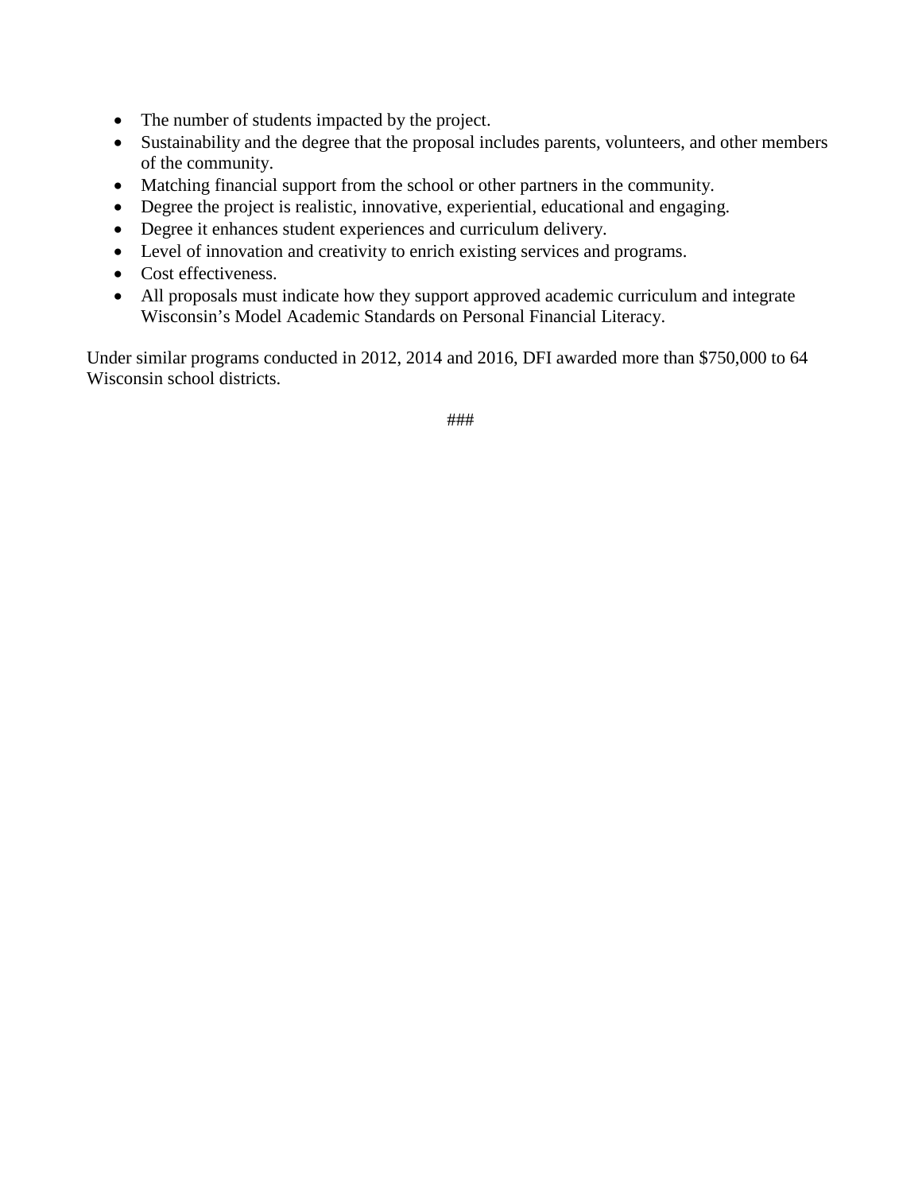- The number of students impacted by the project.
- Sustainability and the degree that the proposal includes parents, volunteers, and other members of the community.
- Matching financial support from the school or other partners in the community.
- Degree the project is realistic, innovative, experiential, educational and engaging.
- Degree it enhances student experiences and curriculum delivery.
- Level of innovation and creativity to enrich existing services and programs.
- Cost effectiveness.
- All proposals must indicate how they support approved academic curriculum and integrate Wisconsin's Model Academic Standards on Personal Financial Literacy.

Under similar programs conducted in 2012, 2014 and 2016, DFI awarded more than $750,000 to 64 Wisconsin school districts.

###